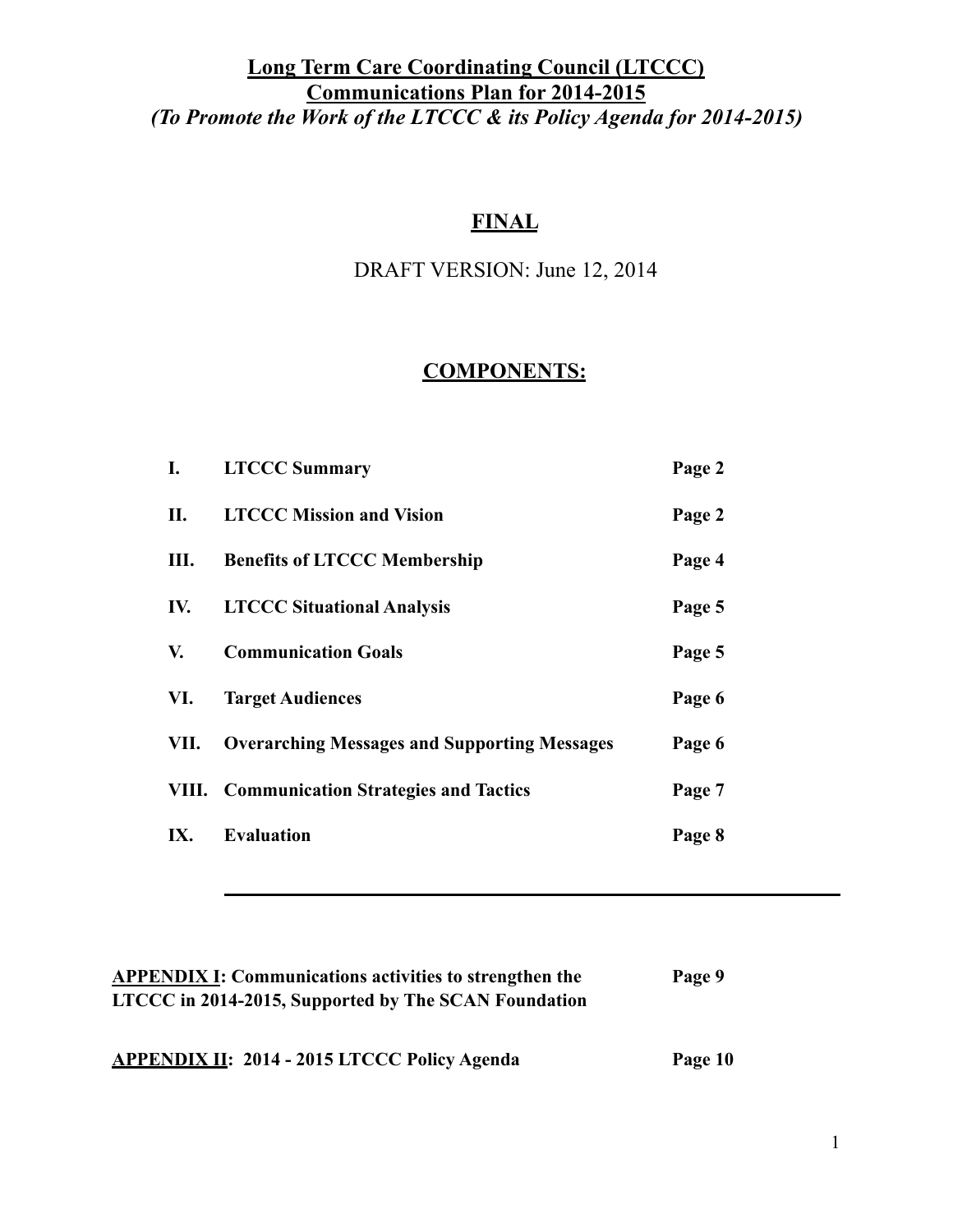# Long Term Care Coordinating Council (LTCCC)
# Communications Plan for 2014-2015
## *(To Promote the Work of the LTCCC & its Policy Agenda for 2014-2015)*

**FINAL**

DRAFT VERSION: June 12, 2014

## COMPONENTS:

| | | |
|---|---|---|
| **I.** | **LTCCC Summary** | **Page 2** |
| **II.** | **LTCCC Mission and Vision** | **Page 2** |
| **III.** | **Benefits of LTCCC Membership** | **Page 4** |
| **IV.** | **LTCCC Situational Analysis** | **Page 5** |
| **V.** | **Communication Goals** | **Page 5** |
| **VI.** | **Target Audiences** | **Page 6** |
| **VII.** | **Overarching Messages and Supporting Messages** | **Page 6** |
| **VIII.** | **Communication Strategies and Tactics** | **Page 7** |
| **IX.** | **Evaluation** | **Page 8** |

---

| | |
|---|---|
| **APPENDIX I: Communications activities to strengthen the LTCCC in 2014-2015, Supported by The SCAN Foundation** | **Page 9** |
| **APPENDIX II: 2014 - 2015 LTCCC Policy Agenda** | **Page 10** |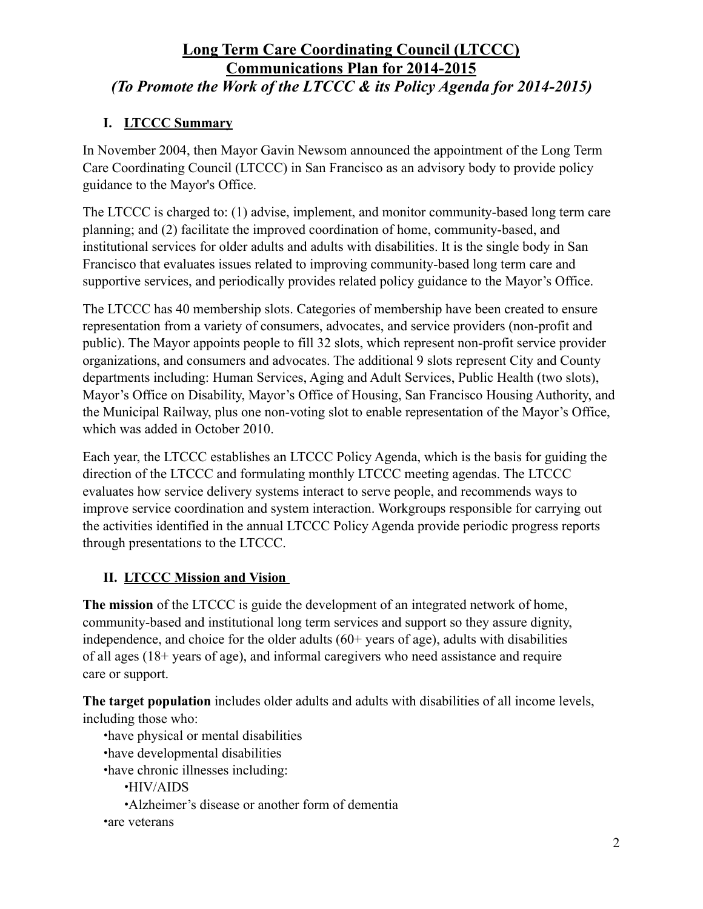# Long Term Care Coordinating Council (LTCCC)
# Communications Plan for 2014-2015
## *(To Promote the Work of the LTCCC & its Policy Agenda for 2014-2015)*

## I. LTCCC Summary

In November 2004, then Mayor Gavin Newsom announced the appointment of the Long Term Care Coordinating Council (LTCCC) in San Francisco as an advisory body to provide policy guidance to the Mayor's Office.

The LTCCC is charged to: (1) advise, implement, and monitor community-based long term care planning; and (2) facilitate the improved coordination of home, community-based, and institutional services for older adults and adults with disabilities. It is the single body in San Francisco that evaluates issues related to improving community-based long term care and supportive services, and periodically provides related policy guidance to the Mayor's Office.

The LTCCC has 40 membership slots. Categories of membership have been created to ensure representation from a variety of consumers, advocates, and service providers (non-profit and public). The Mayor appoints people to fill 32 slots, which represent non-profit service provider organizations, and consumers and advocates. The additional 9 slots represent City and County departments including: Human Services, Aging and Adult Services, Public Health (two slots), Mayor's Office on Disability, Mayor's Office of Housing, San Francisco Housing Authority, and the Municipal Railway, plus one non-voting slot to enable representation of the Mayor's Office, which was added in October 2010.

Each year, the LTCCC establishes an LTCCC Policy Agenda, which is the basis for guiding the direction of the LTCCC and formulating monthly LTCCC meeting agendas. The LTCCC evaluates how service delivery systems interact to serve people, and recommends ways to improve service coordination and system interaction. Workgroups responsible for carrying out the activities identified in the annual LTCCC Policy Agenda provide periodic progress reports through presentations to the LTCCC.

## II. LTCCC Mission and Vision

**The mission** of the LTCCC is guide the development of an integrated network of home, community-based and institutional long term services and support so they assure dignity, independence, and choice for the older adults (60+ years of age), adults with disabilities of all ages (18+ years of age), and informal caregivers who need assistance and require care or support.

**The target population** includes older adults and adults with disabilities of all income levels, including those who:

- have physical or mental disabilities
- have developmental disabilities
- have chronic illnesses including:
  - HIV/AIDS
  - Alzheimer's disease or another form of dementia
- are veterans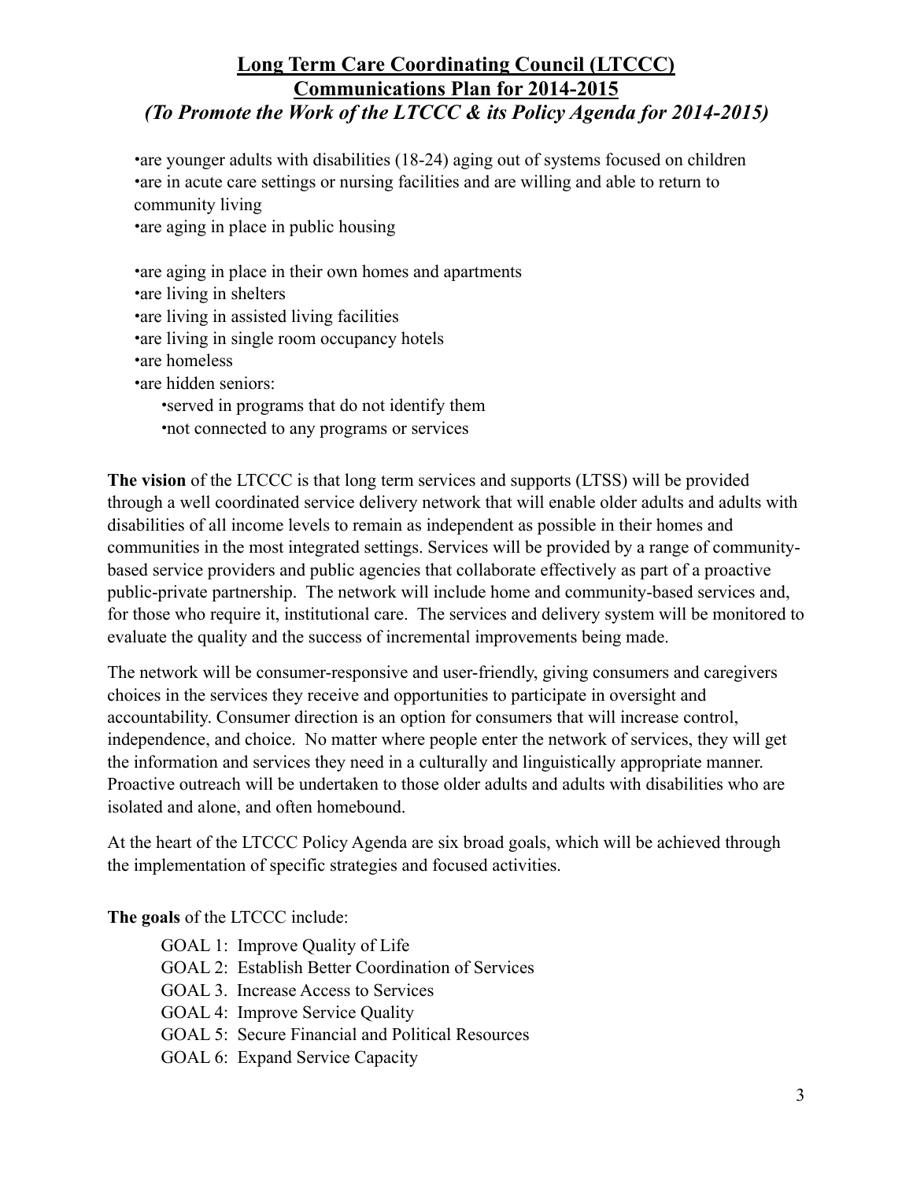•are younger adults with disabilities (18-24) aging out of systems focused on children
•are in acute care settings or nursing facilities and are willing and able to return to community living
•are aging in place in public housing

•are aging in place in their own homes and apartments
•are living in shelters
•are living in assisted living facilities
•are living in single room occupancy hotels
•are homeless
•are hidden seniors:
  •served in programs that do not identify them
  •not connected to any programs or services

**The vision** of the LTCCC is that long term services and supports (LTSS) will be provided through a well coordinated service delivery network that will enable older adults and adults with disabilities of all income levels to remain as independent as possible in their homes and communities in the most integrated settings. Services will be provided by a range of community-based service providers and public agencies that collaborate effectively as part of a proactive public-private partnership. The network will include home and community-based services and, for those who require it, institutional care. The services and delivery system will be monitored to evaluate the quality and the success of incremental improvements being made.

The network will be consumer-responsive and user-friendly, giving consumers and caregivers choices in the services they receive and opportunities to participate in oversight and accountability. Consumer direction is an option for consumers that will increase control, independence, and choice. No matter where people enter the network of services, they will get the information and services they need in a culturally and linguistically appropriate manner. Proactive outreach will be undertaken to those older adults and adults with disabilities who are isolated and alone, and often homebound.

At the heart of the LTCCC Policy Agenda are six broad goals, which will be achieved through the implementation of specific strategies and focused activities.

**The goals** of the LTCCC include:

GOAL 1: Improve Quality of Life
GOAL 2: Establish Better Coordination of Services
GOAL 3. Increase Access to Services
GOAL 4: Improve Service Quality
GOAL 5: Secure Financial and Political Resources
GOAL 6: Expand Service Capacity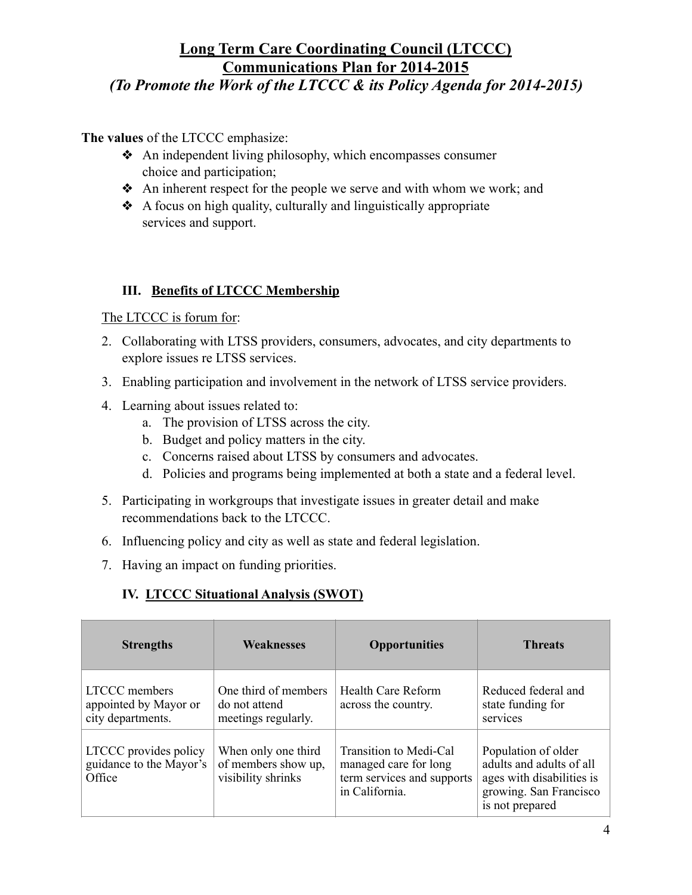# Long Term Care Coordinating Council (LTCCC)
# Communications Plan for 2014-2015
## *(To Promote the Work of the LTCCC & its Policy Agenda for 2014-2015)*

**The values** of the LTCCC emphasize:

- An independent living philosophy, which encompasses consumer choice and participation;
- An inherent respect for the people we serve and with whom we work; and
- A focus on high quality, culturally and linguistically appropriate services and support.

### III. Benefits of LTCCC Membership

The LTCCC is forum for:

2. Collaborating with LTSS providers, consumers, advocates, and city departments to explore issues re LTSS services.
3. Enabling participation and involvement in the network of LTSS service providers.
4. Learning about issues related to:
   a. The provision of LTSS across the city.
   b. Budget and policy matters in the city.
   c. Concerns raised about LTSS by consumers and advocates.
   d. Policies and programs being implemented at both a state and a federal level.
5. Participating in workgroups that investigate issues in greater detail and make recommendations back to the LTCCC.
6. Influencing policy and city as well as state and federal legislation.
7. Having an impact on funding priorities.

### IV. LTCCC Situational Analysis (SWOT)

| Strengths | Weaknesses | Opportunities | Threats |
|---|---|---|---|
| LTCCC members appointed by Mayor or city departments. | One third of members do not attend meetings regularly. | Health Care Reform across the country. | Reduced federal and state funding for services |
| LTCCC provides policy guidance to the Mayor's Office | When only one third of members show up, visibility shrinks | Transition to Medi-Cal managed care for long term services and supports in California. | Population of older adults and adults of all ages with disabilities is growing. San Francisco is not prepared |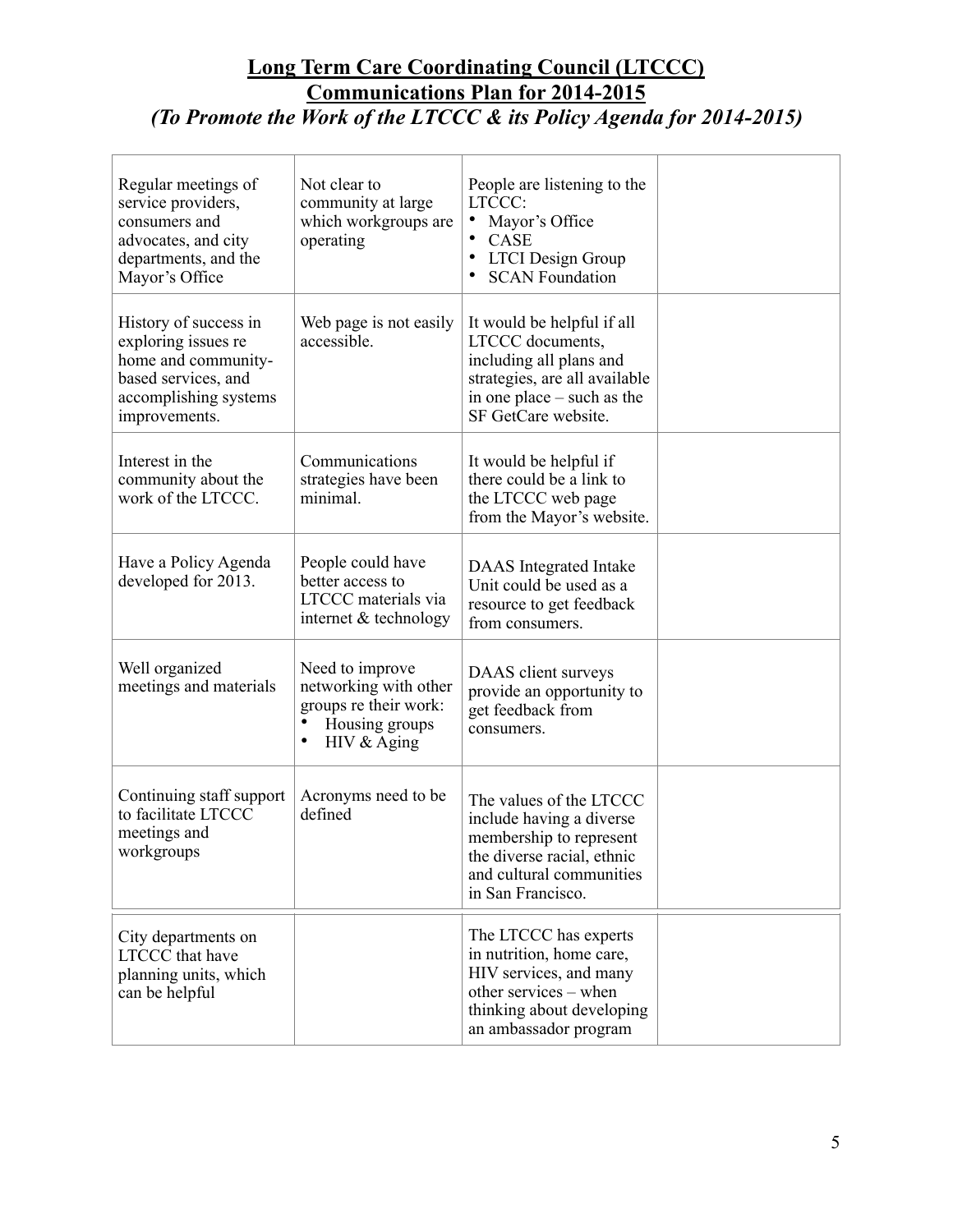# Long Term Care Coordinating Council (LTCCC)
# Communications Plan for 2014-2015
## *(To Promote the Work of the LTCCC & its Policy Agenda for 2014-2015)*

| | | | |
|---|---|---|---|
| Regular meetings of service providers, consumers and advocates, and city departments, and the Mayor's Office | Not clear to community at large which workgroups are operating | People are listening to the LTCCC:<br>• Mayor's Office<br>• CASE<br>• LTCI Design Group<br>• SCAN Foundation | |
| History of success in exploring issues re home and community-based services, and accomplishing systems improvements. | Web page is not easily accessible. | It would be helpful if all LTCCC documents, including all plans and strategies, are all available in one place – such as the SF GetCare website. | |
| Interest in the community about the work of the LTCCC. | Communications strategies have been minimal. | It would be helpful if there could be a link to the LTCCC web page from the Mayor's website. | |
| Have a Policy Agenda developed for 2013. | People could have better access to LTCCC materials via internet & technology | DAAS Integrated Intake Unit could be used as a resource to get feedback from consumers. | |
| Well organized meetings and materials | Need to improve networking with other groups re their work:<br>• Housing groups<br>• HIV & Aging | DAAS client surveys provide an opportunity to get feedback from consumers. | |
| Continuing staff support to facilitate LTCCC meetings and workgroups | Acronyms need to be defined | The values of the LTCCC include having a diverse membership to represent the diverse racial, ethnic and cultural communities in San Francisco. | |
| City departments on LTCCC that have planning units, which can be helpful | | The LTCCC has experts in nutrition, home care, HIV services, and many other services – when thinking about developing an ambassador program | |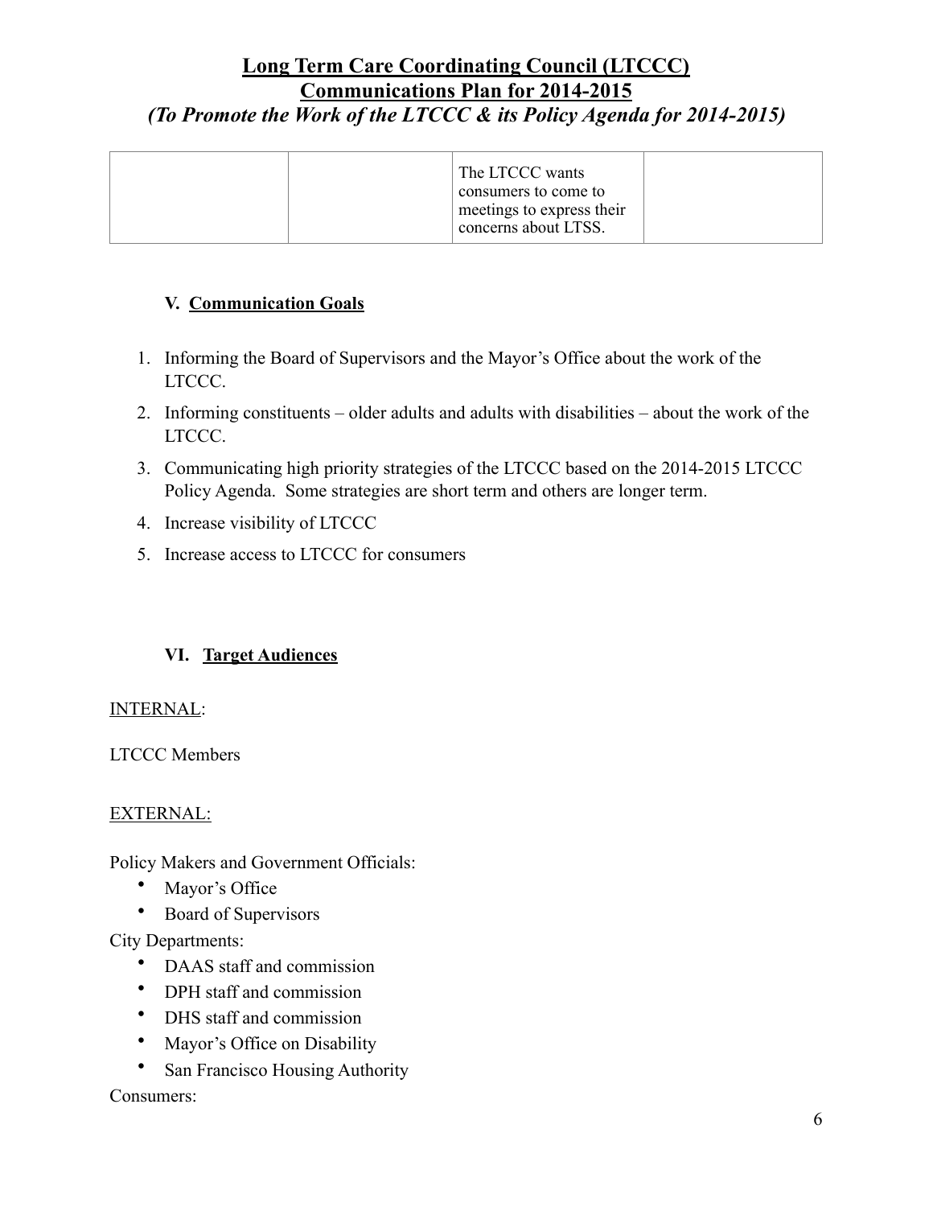# Long Term Care Coordinating Council (LTCCC)
## Communications Plan for 2014-2015
### *(To Promote the Work of the LTCCC & its Policy Agenda for 2014-2015)*

| | | | |
|---|---|---|---|
| | | The LTCCC wants consumers to come to meetings to express their concerns about LTSS. | |

### V. Communication Goals

1. Informing the Board of Supervisors and the Mayor's Office about the work of the LTCCC.
2. Informing constituents – older adults and adults with disabilities – about the work of the LTCCC.
3. Communicating high priority strategies of the LTCCC based on the 2014-2015 LTCCC Policy Agenda. Some strategies are short term and others are longer term.
4. Increase visibility of LTCCC
5. Increase access to LTCCC for consumers

### VI. Target Audiences

INTERNAL:

LTCCC Members

EXTERNAL:

Policy Makers and Government Officials:

- Mayor's Office
- Board of Supervisors

City Departments:

- DAAS staff and commission
- DPH staff and commission
- DHS staff and commission
- Mayor's Office on Disability
- San Francisco Housing Authority

Consumers: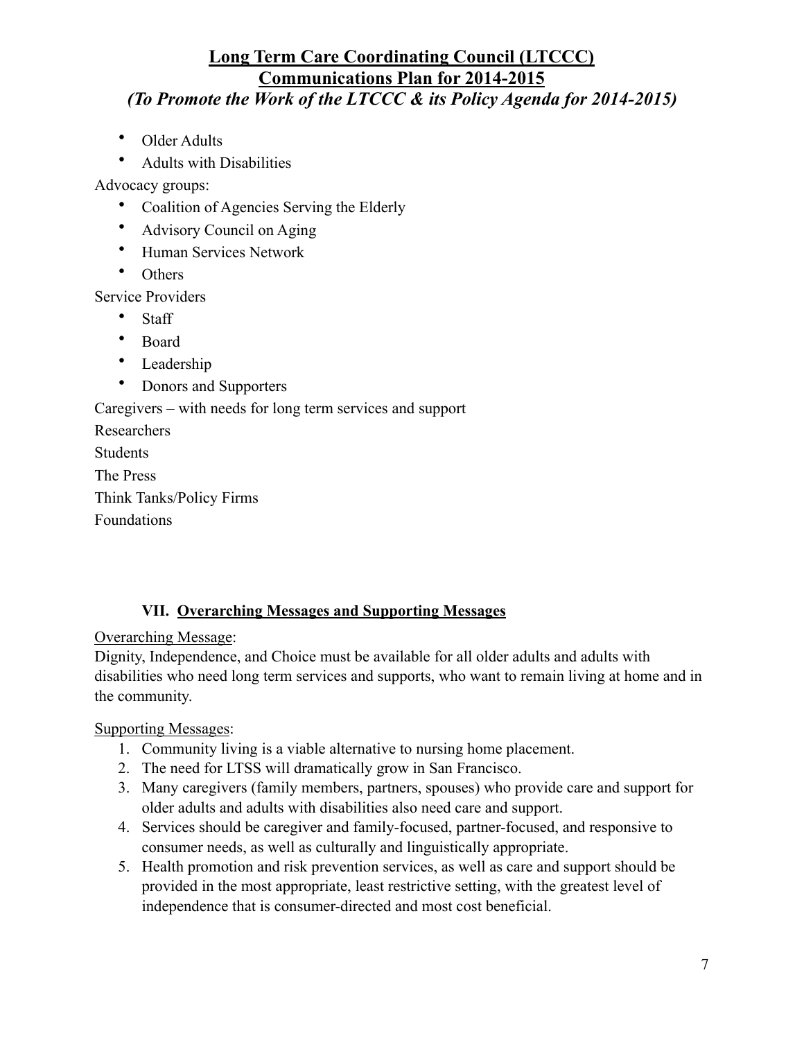- Older Adults
- Adults with Disabilities

Advocacy groups:

- Coalition of Agencies Serving the Elderly
- Advisory Council on Aging
- Human Services Network
- Others

Service Providers

- Staff
- Board
- Leadership
- Donors and Supporters

Caregivers – with needs for long term services and support

Researchers

Students

The Press

Think Tanks/Policy Firms

Foundations

## VII. Overarching Messages and Supporting Messages

Overarching Message:

Dignity, Independence, and Choice must be available for all older adults and adults with disabilities who need long term services and supports, who want to remain living at home and in the community.

Supporting Messages:

1. Community living is a viable alternative to nursing home placement.
2. The need for LTSS will dramatically grow in San Francisco.
3. Many caregivers (family members, partners, spouses) who provide care and support for older adults and adults with disabilities also need care and support.
4. Services should be caregiver and family-focused, partner-focused, and responsive to consumer needs, as well as culturally and linguistically appropriate.
5. Health promotion and risk prevention services, as well as care and support should be provided in the most appropriate, least restrictive setting, with the greatest level of independence that is consumer-directed and most cost beneficial.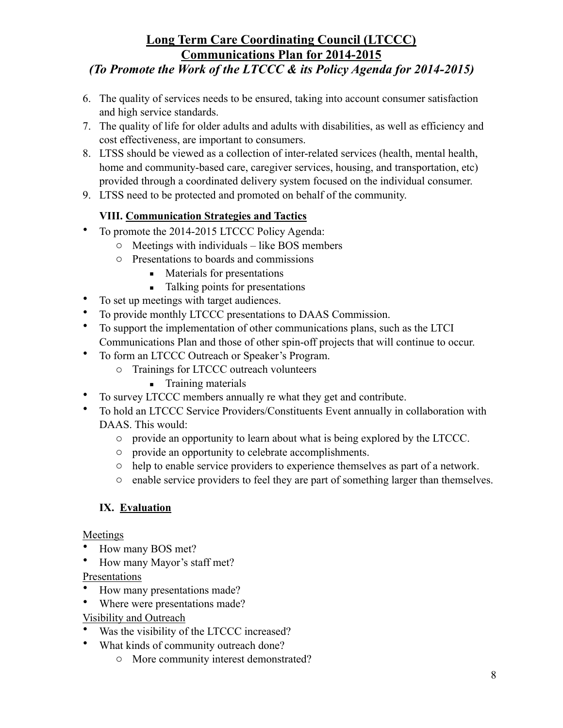# Long Term Care Coordinating Council (LTCCC)
# Communications Plan for 2014-2015
### *(To Promote the Work of the LTCCC & its Policy Agenda for 2014-2015)*

6. The quality of services needs to be ensured, taking into account consumer satisfaction and high service standards.
7. The quality of life for older adults and adults with disabilities, as well as efficiency and cost effectiveness, are important to consumers.
8. LTSS should be viewed as a collection of inter-related services (health, mental health, home and community-based care, caregiver services, housing, and transportation, etc) provided through a coordinated delivery system focused on the individual consumer.
9. LTSS need to be protected and promoted on behalf of the community.

## VIII. Communication Strategies and Tactics

- To promote the 2014-2015 LTCCC Policy Agenda:
    - Meetings with individuals – like BOS members
    - Presentations to boards and commissions
        - Materials for presentations
        - Talking points for presentations
- To set up meetings with target audiences.
- To provide monthly LTCCC presentations to DAAS Commission.
- To support the implementation of other communications plans, such as the LTCI Communications Plan and those of other spin-off projects that will continue to occur.
- To form an LTCCC Outreach or Speaker's Program.
    - Trainings for LTCCC outreach volunteers
        - Training materials
- To survey LTCCC members annually re what they get and contribute.
- To hold an LTCCC Service Providers/Constituents Event annually in collaboration with DAAS. This would:
    - provide an opportunity to learn about what is being explored by the LTCCC.
    - provide an opportunity to celebrate accomplishments.
    - help to enable service providers to experience themselves as part of a network.
    - enable service providers to feel they are part of something larger than themselves.

## IX. Evaluation

Meetings

- How many BOS met?
- How many Mayor's staff met?

Presentations

- How many presentations made?
- Where were presentations made?

Visibility and Outreach

- Was the visibility of the LTCCC increased?
- What kinds of community outreach done?
    - More community interest demonstrated?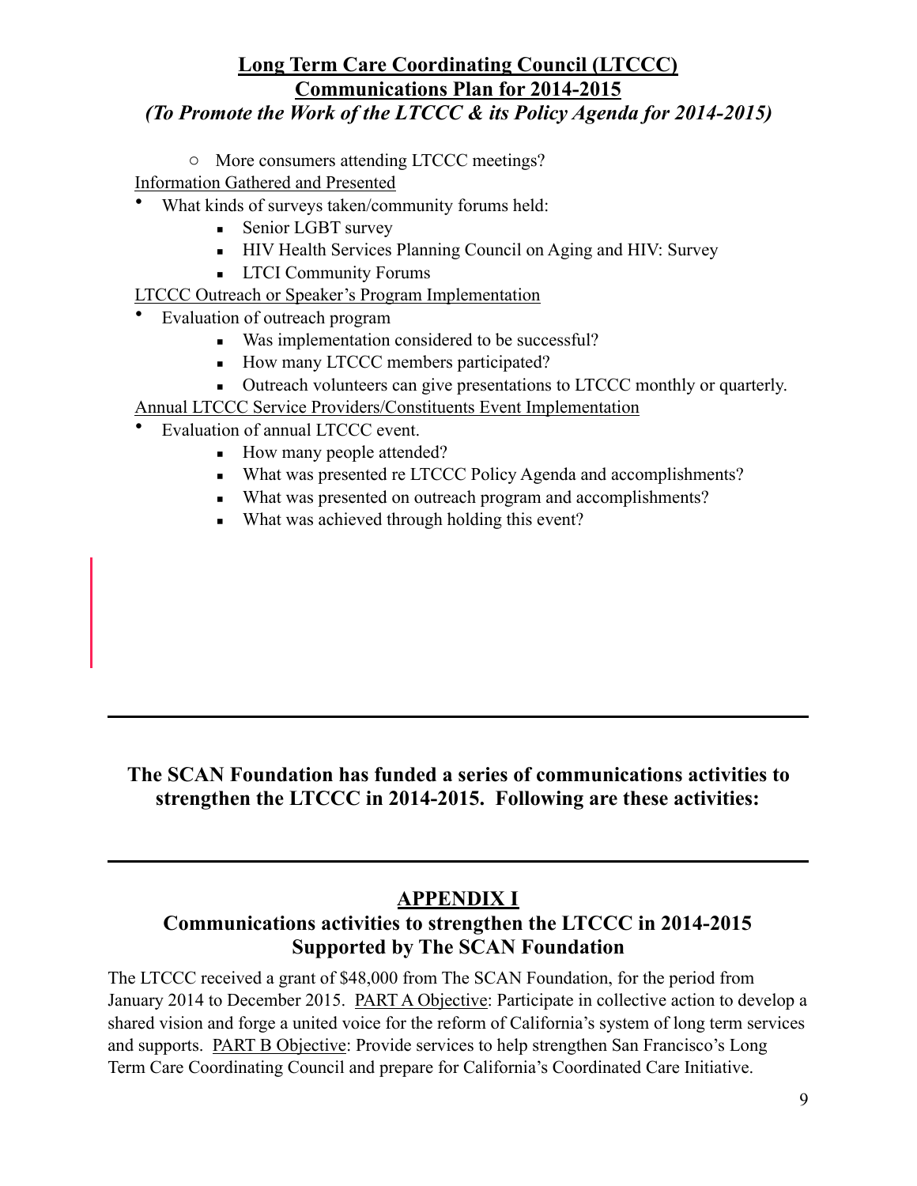- More consumers attending LTCCC meetings?

Information Gathered and Presented

- What kinds of surveys taken/community forums held:
  - Senior LGBT survey
  - HIV Health Services Planning Council on Aging and HIV: Survey
  - LTCI Community Forums

LTCCC Outreach or Speaker's Program Implementation

- Evaluation of outreach program
  - Was implementation considered to be successful?
  - How many LTCCC members participated?
  - Outreach volunteers can give presentations to LTCCC monthly or quarterly.

Annual LTCCC Service Providers/Constituents Event Implementation

- Evaluation of annual LTCCC event.
  - How many people attended?
  - What was presented re LTCCC Policy Agenda and accomplishments?
  - What was presented on outreach program and accomplishments?
  - What was achieved through holding this event?

---

**The SCAN Foundation has funded a series of communications activities to strengthen the LTCCC in 2014-2015. Following are these activities:**

---

## APPENDIX I

### Communications activities to strengthen the LTCCC in 2014-2015 Supported by The SCAN Foundation

The LTCCC received a grant of $48,000 from The SCAN Foundation, for the period from January 2014 to December 2015. PART A Objective: Participate in collective action to develop a shared vision and forge a united voice for the reform of California's system of long term services and supports. PART B Objective: Provide services to help strengthen San Francisco's Long Term Care Coordinating Council and prepare for California's Coordinated Care Initiative.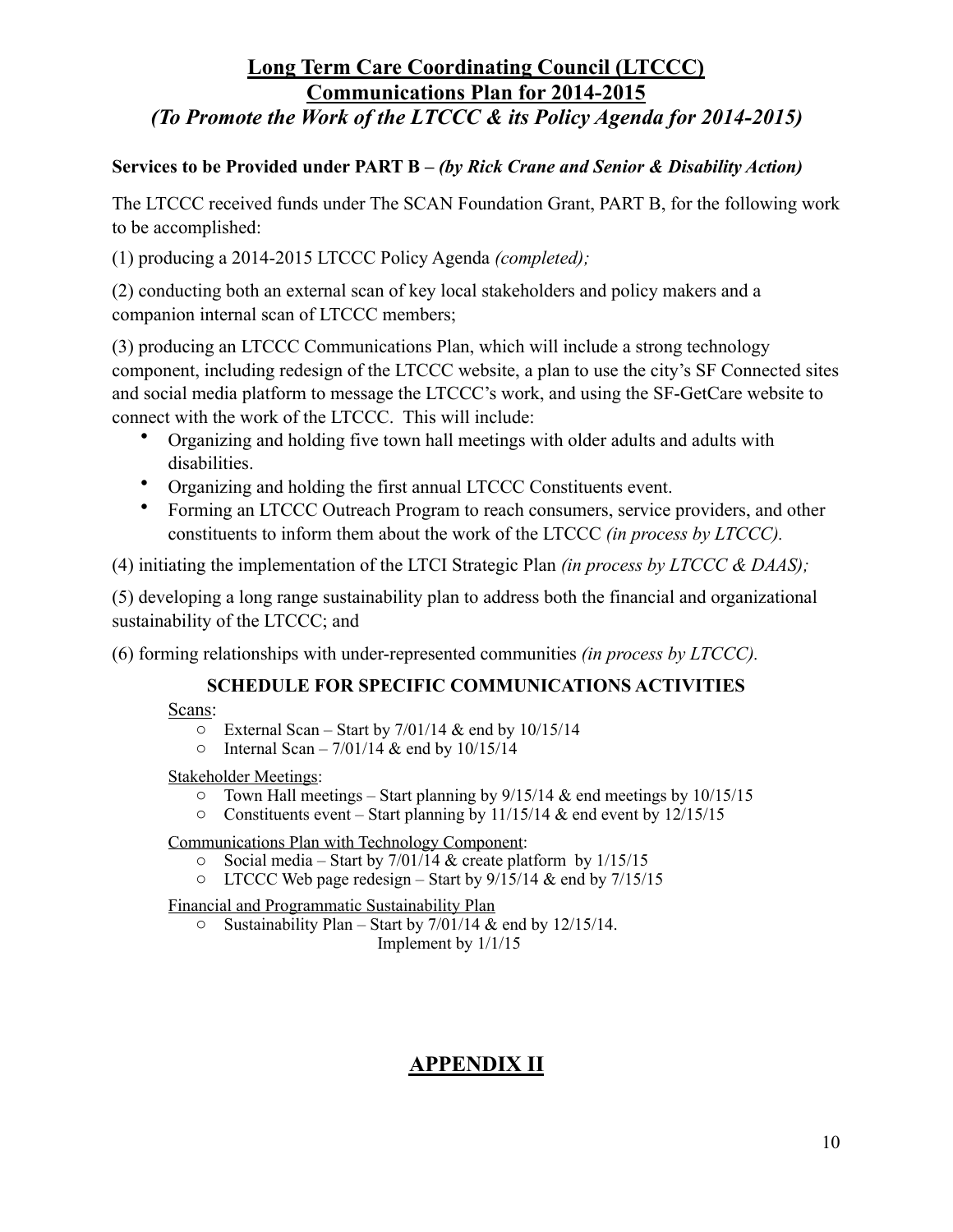# Long Term Care Coordinating Council (LTCCC)
# Communications Plan for 2014-2015
## *(To Promote the Work of the LTCCC & its Policy Agenda for 2014-2015)*

**Services to be Provided under PART B – *(by Rick Crane and Senior & Disability Action)***

The LTCCC received funds under The SCAN Foundation Grant, PART B, for the following work to be accomplished:

(1) producing a 2014-2015 LTCCC Policy Agenda *(completed);*

(2) conducting both an external scan of key local stakeholders and policy makers and a companion internal scan of LTCCC members;

(3) producing an LTCCC Communications Plan, which will include a strong technology component, including redesign of the LTCCC website, a plan to use the city's SF Connected sites and social media platform to message the LTCCC's work, and using the SF-GetCare website to connect with the work of the LTCCC. This will include:

- Organizing and holding five town hall meetings with older adults and adults with disabilities.
- Organizing and holding the first annual LTCCC Constituents event.
- Forming an LTCCC Outreach Program to reach consumers, service providers, and other constituents to inform them about the work of the LTCCC *(in process by LTCCC).*

(4) initiating the implementation of the LTCI Strategic Plan *(in process by LTCCC & DAAS);*

(5) developing a long range sustainability plan to address both the financial and organizational sustainability of the LTCCC; and

(6) forming relationships with under-represented communities *(in process by LTCCC).*

### SCHEDULE FOR SPECIFIC COMMUNICATIONS ACTIVITIES

Scans:

- External Scan – Start by 7/01/14 & end by 10/15/14
- Internal Scan – 7/01/14 & end by 10/15/14

Stakeholder Meetings:

- Town Hall meetings – Start planning by 9/15/14 & end meetings by 10/15/15
- Constituents event – Start planning by 11/15/14 & end event by 12/15/15

Communications Plan with Technology Component:

- Social media – Start by 7/01/14 & create platform by 1/15/15
- LTCCC Web page redesign – Start by 9/15/14 & end by 7/15/15

Financial and Programmatic Sustainability Plan

- Sustainability Plan – Start by 7/01/14 & end by 12/15/14.
  Implement by 1/1/15

## APPENDIX II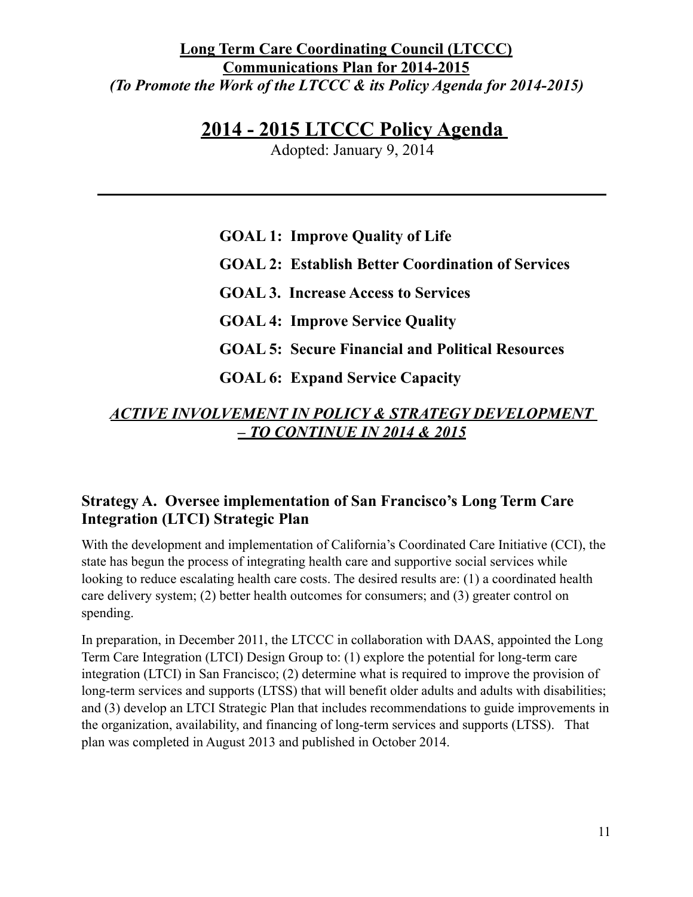**Long Term Care Coordinating Council (LTCCC)**
**Communications Plan for 2014-2015**
***(To Promote the Work of the LTCCC & its Policy Agenda for 2014-2015)***

# 2014 - 2015 LTCCC Policy Agenda

Adopted: January 9, 2014

---

**GOAL 1: Improve Quality of Life**

**GOAL 2: Establish Better Coordination of Services**

**GOAL 3. Increase Access to Services**

**GOAL 4: Improve Service Quality**

**GOAL 5: Secure Financial and Political Resources**

**GOAL 6: Expand Service Capacity**

***ACTIVE INVOLVEMENT IN POLICY & STRATEGY DEVELOPMENT – TO CONTINUE IN 2014 & 2015***

## Strategy A. Oversee implementation of San Francisco's Long Term Care Integration (LTCI) Strategic Plan

With the development and implementation of California's Coordinated Care Initiative (CCI), the state has begun the process of integrating health care and supportive social services while looking to reduce escalating health care costs. The desired results are: (1) a coordinated health care delivery system; (2) better health outcomes for consumers; and (3) greater control on spending.

In preparation, in December 2011, the LTCCC in collaboration with DAAS, appointed the Long Term Care Integration (LTCI) Design Group to: (1) explore the potential for long-term care integration (LTCI) in San Francisco; (2) determine what is required to improve the provision of long-term services and supports (LTSS) that will benefit older adults and adults with disabilities; and (3) develop an LTCI Strategic Plan that includes recommendations to guide improvements in the organization, availability, and financing of long-term services and supports (LTSS). That plan was completed in August 2013 and published in October 2014.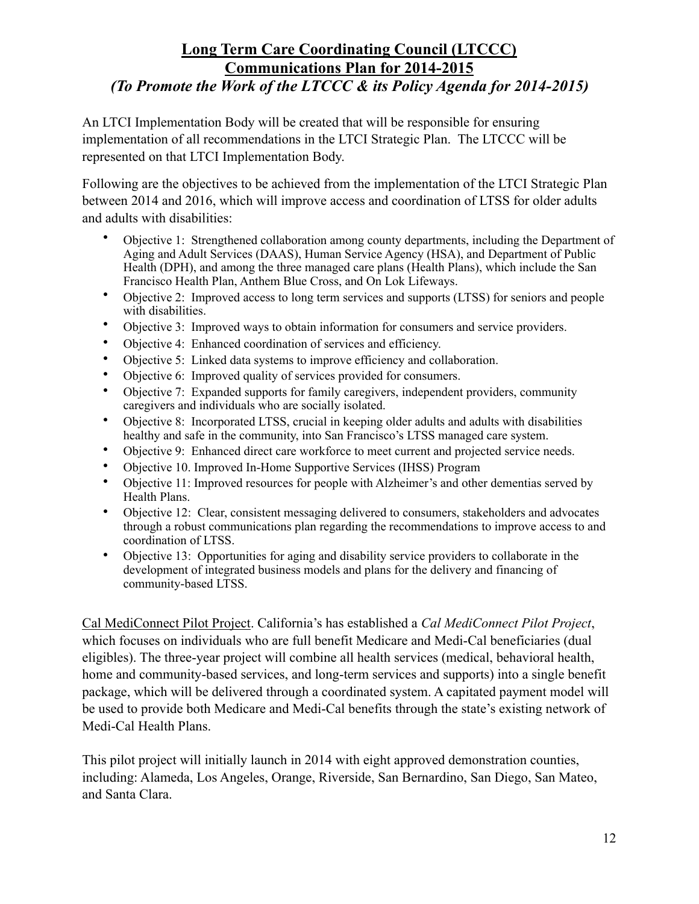# Long Term Care Coordinating Council (LTCCC)
# Communications Plan for 2014-2015
## *(To Promote the Work of the LTCCC & its Policy Agenda for 2014-2015)*

An LTCI Implementation Body will be created that will be responsible for ensuring implementation of all recommendations in the LTCI Strategic Plan. The LTCCC will be represented on that LTCI Implementation Body.

Following are the objectives to be achieved from the implementation of the LTCI Strategic Plan between 2014 and 2016, which will improve access and coordination of LTSS for older adults and adults with disabilities:

- Objective 1: Strengthened collaboration among county departments, including the Department of Aging and Adult Services (DAAS), Human Service Agency (HSA), and Department of Public Health (DPH), and among the three managed care plans (Health Plans), which include the San Francisco Health Plan, Anthem Blue Cross, and On Lok Lifeways.
- Objective 2: Improved access to long term services and supports (LTSS) for seniors and people with disabilities.
- Objective 3: Improved ways to obtain information for consumers and service providers.
- Objective 4: Enhanced coordination of services and efficiency.
- Objective 5: Linked data systems to improve efficiency and collaboration.
- Objective 6: Improved quality of services provided for consumers.
- Objective 7: Expanded supports for family caregivers, independent providers, community caregivers and individuals who are socially isolated.
- Objective 8: Incorporated LTSS, crucial in keeping older adults and adults with disabilities healthy and safe in the community, into San Francisco's LTSS managed care system.
- Objective 9: Enhanced direct care workforce to meet current and projected service needs.
- Objective 10. Improved In-Home Supportive Services (IHSS) Program
- Objective 11: Improved resources for people with Alzheimer's and other dementias served by Health Plans.
- Objective 12: Clear, consistent messaging delivered to consumers, stakeholders and advocates through a robust communications plan regarding the recommendations to improve access to and coordination of LTSS.
- Objective 13: Opportunities for aging and disability service providers to collaborate in the development of integrated business models and plans for the delivery and financing of community-based LTSS.

<u>Cal MediConnect Pilot Project</u>. California's has established a *Cal MediConnect Pilot Project*, which focuses on individuals who are full benefit Medicare and Medi-Cal beneficiaries (dual eligibles). The three-year project will combine all health services (medical, behavioral health, home and community-based services, and long-term services and supports) into a single benefit package, which will be delivered through a coordinated system. A capitated payment model will be used to provide both Medicare and Medi-Cal benefits through the state's existing network of Medi-Cal Health Plans.

This pilot project will initially launch in 2014 with eight approved demonstration counties, including: Alameda, Los Angeles, Orange, Riverside, San Bernardino, San Diego, San Mateo, and Santa Clara.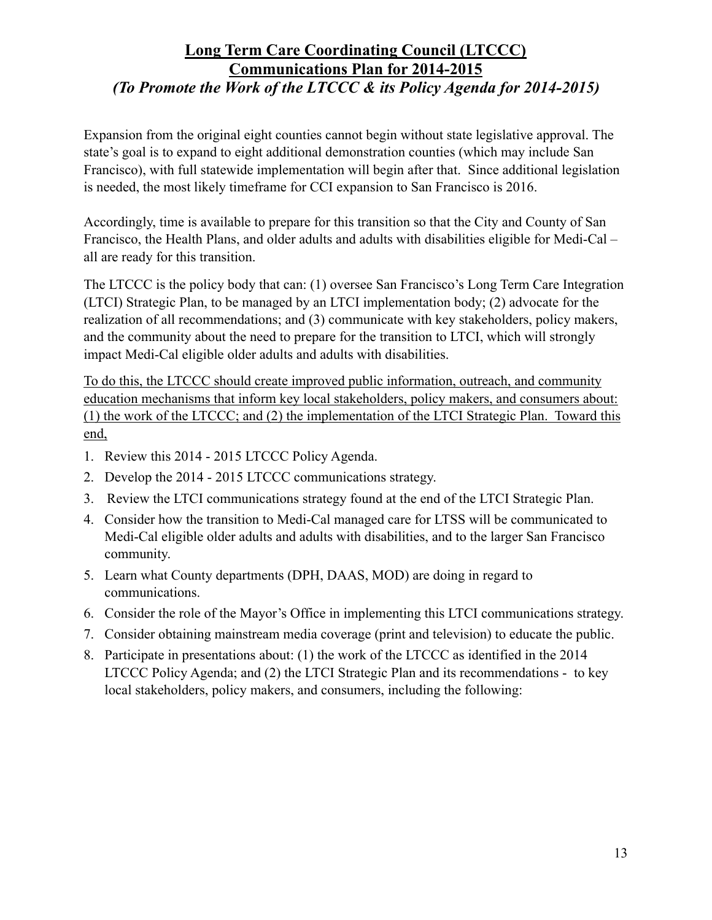## Long Term Care Coordinating Council (LTCCC) Communications Plan for 2014-2015

### *(To Promote the Work of the LTCCC & its Policy Agenda for 2014-2015)*

Expansion from the original eight counties cannot begin without state legislative approval. The state's goal is to expand to eight additional demonstration counties (which may include San Francisco), with full statewide implementation will begin after that. Since additional legislation is needed, the most likely timeframe for CCI expansion to San Francisco is 2016.

Accordingly, time is available to prepare for this transition so that the City and County of San Francisco, the Health Plans, and older adults and adults with disabilities eligible for Medi-Cal – all are ready for this transition.

The LTCCC is the policy body that can: (1) oversee San Francisco's Long Term Care Integration (LTCI) Strategic Plan, to be managed by an LTCI implementation body; (2) advocate for the realization of all recommendations; and (3) communicate with key stakeholders, policy makers, and the community about the need to prepare for the transition to LTCI, which will strongly impact Medi-Cal eligible older adults and adults with disabilities.

<u>To do this, the LTCCC should create improved public information, outreach, and community education mechanisms that inform key local stakeholders, policy makers, and consumers about: (1) the work of the LTCCC; and (2) the implementation of the LTCI Strategic Plan. Toward this end,</u>

1. Review this 2014 - 2015 LTCCC Policy Agenda.
2. Develop the 2014 - 2015 LTCCC communications strategy.
3. Review the LTCI communications strategy found at the end of the LTCI Strategic Plan.
4. Consider how the transition to Medi-Cal managed care for LTSS will be communicated to Medi-Cal eligible older adults and adults with disabilities, and to the larger San Francisco community.
5. Learn what County departments (DPH, DAAS, MOD) are doing in regard to communications.
6. Consider the role of the Mayor's Office in implementing this LTCI communications strategy.
7. Consider obtaining mainstream media coverage (print and television) to educate the public.
8. Participate in presentations about: (1) the work of the LTCCC as identified in the 2014 LTCCC Policy Agenda; and (2) the LTCI Strategic Plan and its recommendations - to key local stakeholders, policy makers, and consumers, including the following: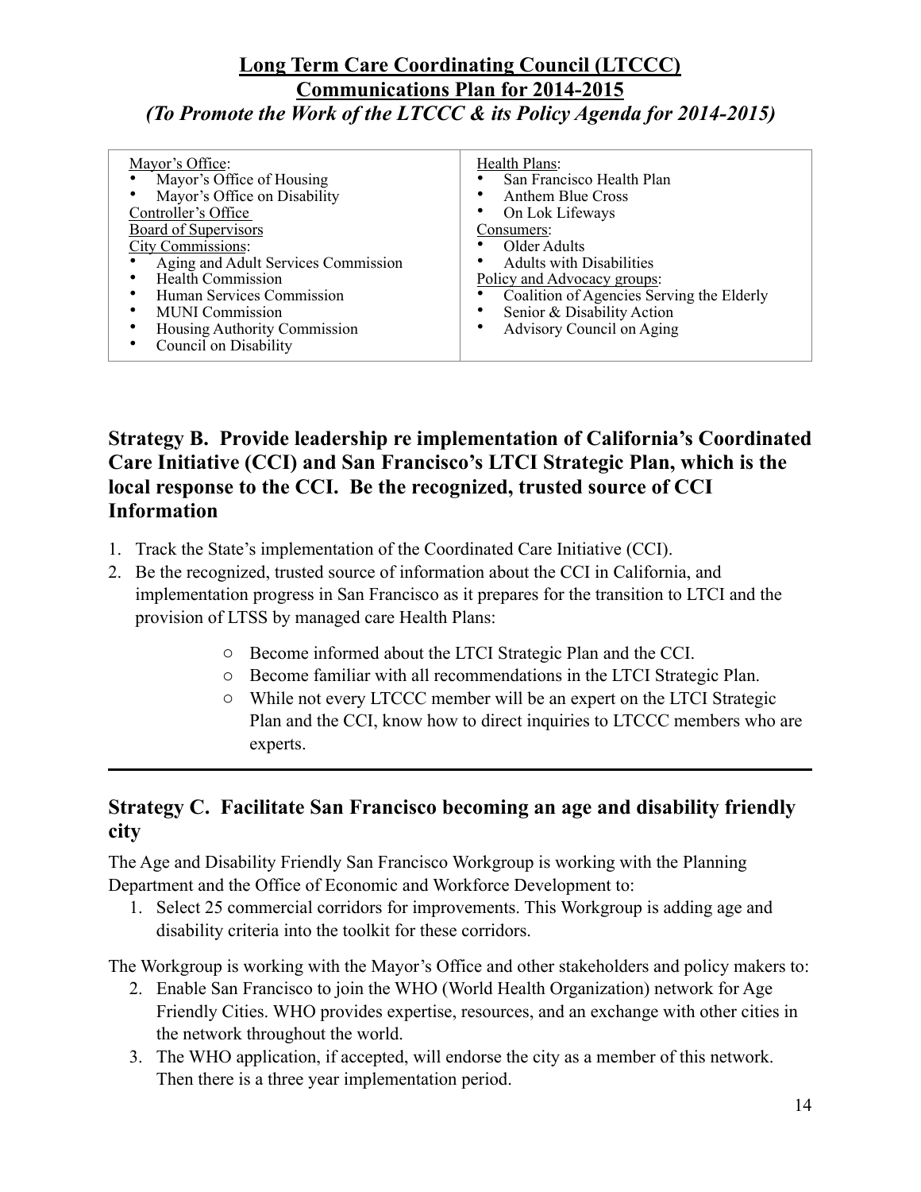## Long Term Care Coordinating Council (LTCCC)
## Communications Plan for 2014-2015
### *(To Promote the Work of the LTCCC & its Policy Agenda for 2014-2015)*

| Mayor's Office:<br>• Mayor's Office of Housing<br>• Mayor's Office on Disability<br>Controller's Office<br>Board of Supervisors<br>City Commissions:<br>• Aging and Adult Services Commission<br>• Health Commission<br>• Human Services Commission<br>• MUNI Commission<br>• Housing Authority Commission<br>• Council on Disability | Health Plans:<br>• San Francisco Health Plan<br>• Anthem Blue Cross<br>• On Lok Lifeways<br>Consumers:<br>• Older Adults<br>• Adults with Disabilities<br>Policy and Advocacy groups:<br>• Coalition of Agencies Serving the Elderly<br>• Senior & Disability Action<br>• Advisory Council on Aging |
|---|---|

### Strategy B. Provide leadership re implementation of California's Coordinated Care Initiative (CCI) and San Francisco's LTCI Strategic Plan, which is the local response to the CCI. Be the recognized, trusted source of CCI Information

1. Track the State's implementation of the Coordinated Care Initiative (CCI).
2. Be the recognized, trusted source of information about the CCI in California, and implementation progress in San Francisco as it prepares for the transition to LTCI and the provision of LTSS by managed care Health Plans:
   - Become informed about the LTCI Strategic Plan and the CCI.
   - Become familiar with all recommendations in the LTCI Strategic Plan.
   - While not every LTCCC member will be an expert on the LTCI Strategic Plan and the CCI, know how to direct inquiries to LTCCC members who are experts.

---

### Strategy C. Facilitate San Francisco becoming an age and disability friendly city

The Age and Disability Friendly San Francisco Workgroup is working with the Planning Department and the Office of Economic and Workforce Development to:

1. Select 25 commercial corridors for improvements. This Workgroup is adding age and disability criteria into the toolkit for these corridors.

The Workgroup is working with the Mayor's Office and other stakeholders and policy makers to:

2. Enable San Francisco to join the WHO (World Health Organization) network for Age Friendly Cities. WHO provides expertise, resources, and an exchange with other cities in the network throughout the world.
3. The WHO application, if accepted, will endorse the city as a member of this network. Then there is a three year implementation period.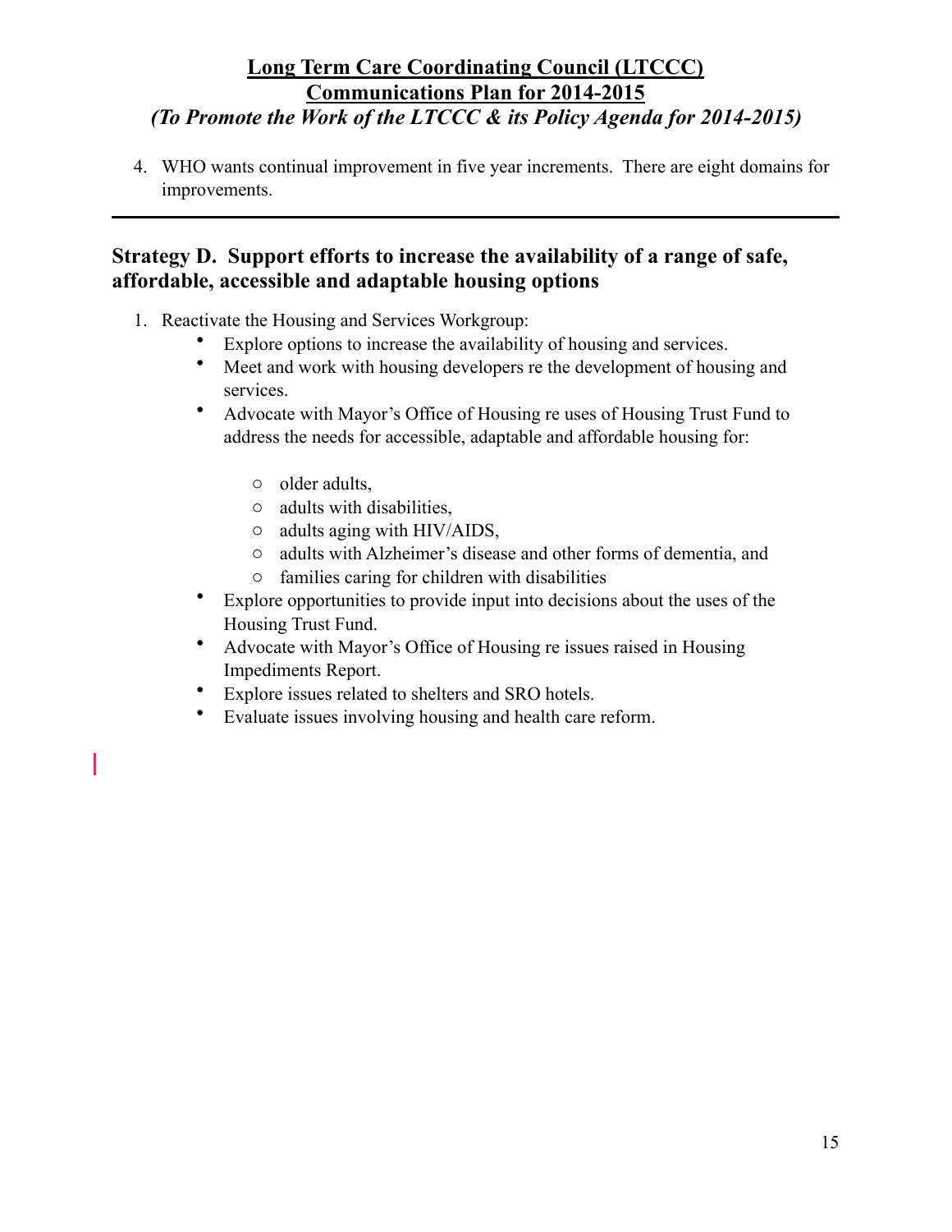4. WHO wants continual improvement in five year increments. There are eight domains for improvements.

---

## Strategy D. Support efforts to increase the availability of a range of safe, affordable, accessible and adaptable housing options

1. Reactivate the Housing and Services Workgroup:
   - Explore options to increase the availability of housing and services.
   - Meet and work with housing developers re the development of housing and services.
   - Advocate with Mayor's Office of Housing re uses of Housing Trust Fund to address the needs for accessible, adaptable and affordable housing for:
     - older adults,
     - adults with disabilities,
     - adults aging with HIV/AIDS,
     - adults with Alzheimer's disease and other forms of dementia, and
     - families caring for children with disabilities
   - Explore opportunities to provide input into decisions about the uses of the Housing Trust Fund.
   - Advocate with Mayor's Office of Housing re issues raised in Housing Impediments Report.
   - Explore issues related to shelters and SRO hotels.
   - Evaluate issues involving housing and health care reform.